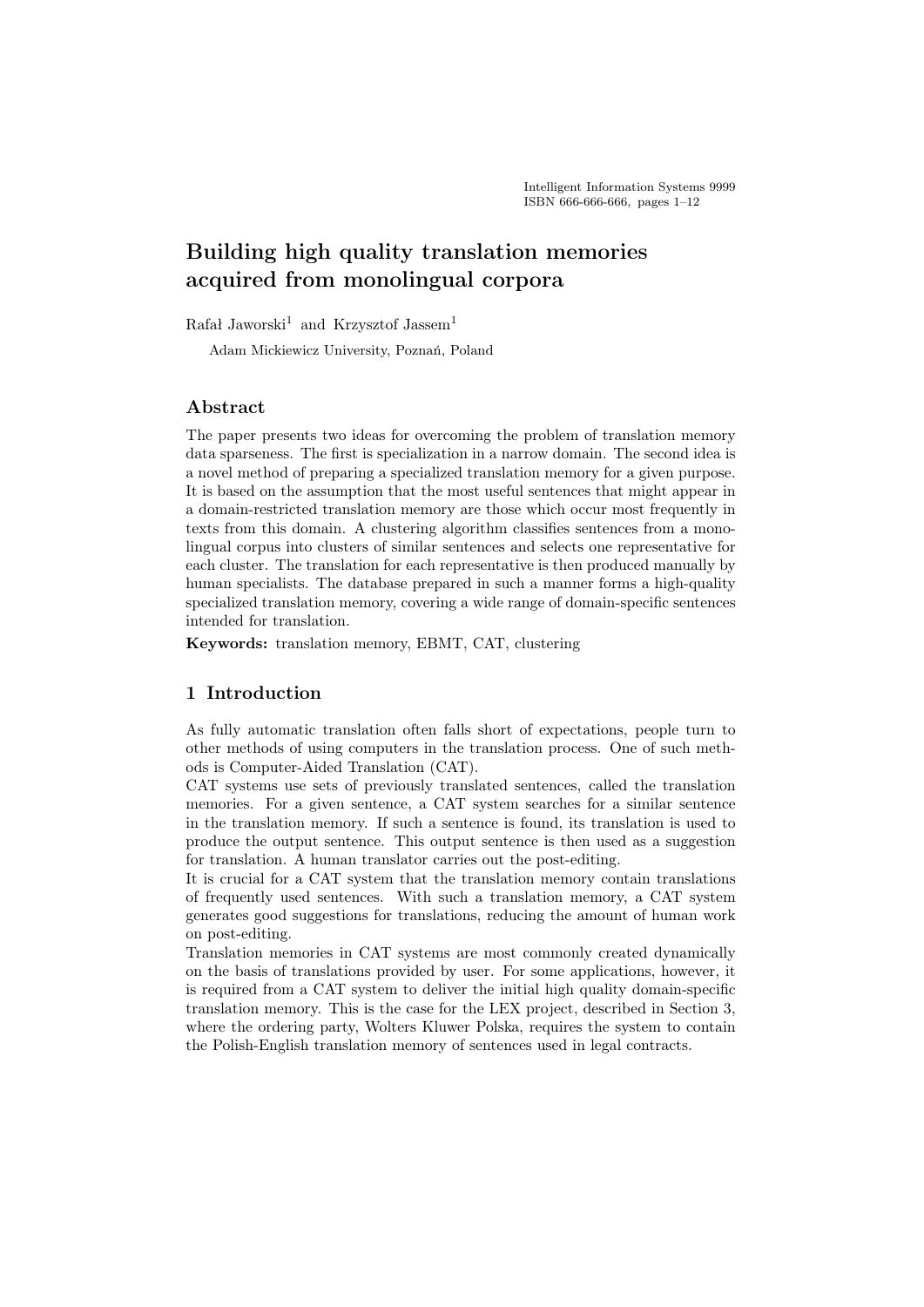# Building high quality translation memories acquired from monolingual corpora

Rafał Jaworski[1] and Krzysztof Jassem[1]

[1] Adam Mickiewicz University, Poznań, Poland

## Abstract

The paper presents two ideas for overcoming the problem of translation memory data sparseness. The first is specialization in a narrow domain. The second idea is a novel method of preparing a specialized translation memory for a given purpose. It is based on the assumption that the most useful sentences that might appear in a domain-restricted translation memory are those which occur most frequently in texts from this domain. A clustering algorithm classifies sentences from a monolingual corpus into clusters of similar sentences and selects one representative for each cluster. The translation for each representative is then produced manually by human specialists. The database prepared in such a manner forms a high-quality specialized translation memory, covering a wide range of domain-specific sentences intended for translation.

**Keywords:** translation memory, EBMT, CAT, clustering

## 1 Introduction

As fully automatic translation often falls short of expectations, people turn to other methods of using computers in the translation process. One of such methods is Computer-Aided Translation (CAT).

CAT systems use sets of previously translated sentences, called the translation memories. For a given sentence, a CAT system searches for a similar sentence in the translation memory. If such a sentence is found, its translation is used to produce the output sentence. This output sentence is then used as a suggestion for translation. A human translator carries out the post-editing.

It is crucial for a CAT system that the translation memory contain translations of frequently used sentences. With such a translation memory, a CAT system generates good suggestions for translations, reducing the amount of human work on post-editing.

Translation memories in CAT systems are most commonly created dynamically on the basis of translations provided by user. For some applications, however, it is required from a CAT system to deliver the initial high quality domain-specific translation memory. This is the case for the LEX project, described in Section 3, where the ordering party, Wolters Kluwer Polska, requires the system to contain the Polish-English translation memory of sentences used in legal contracts.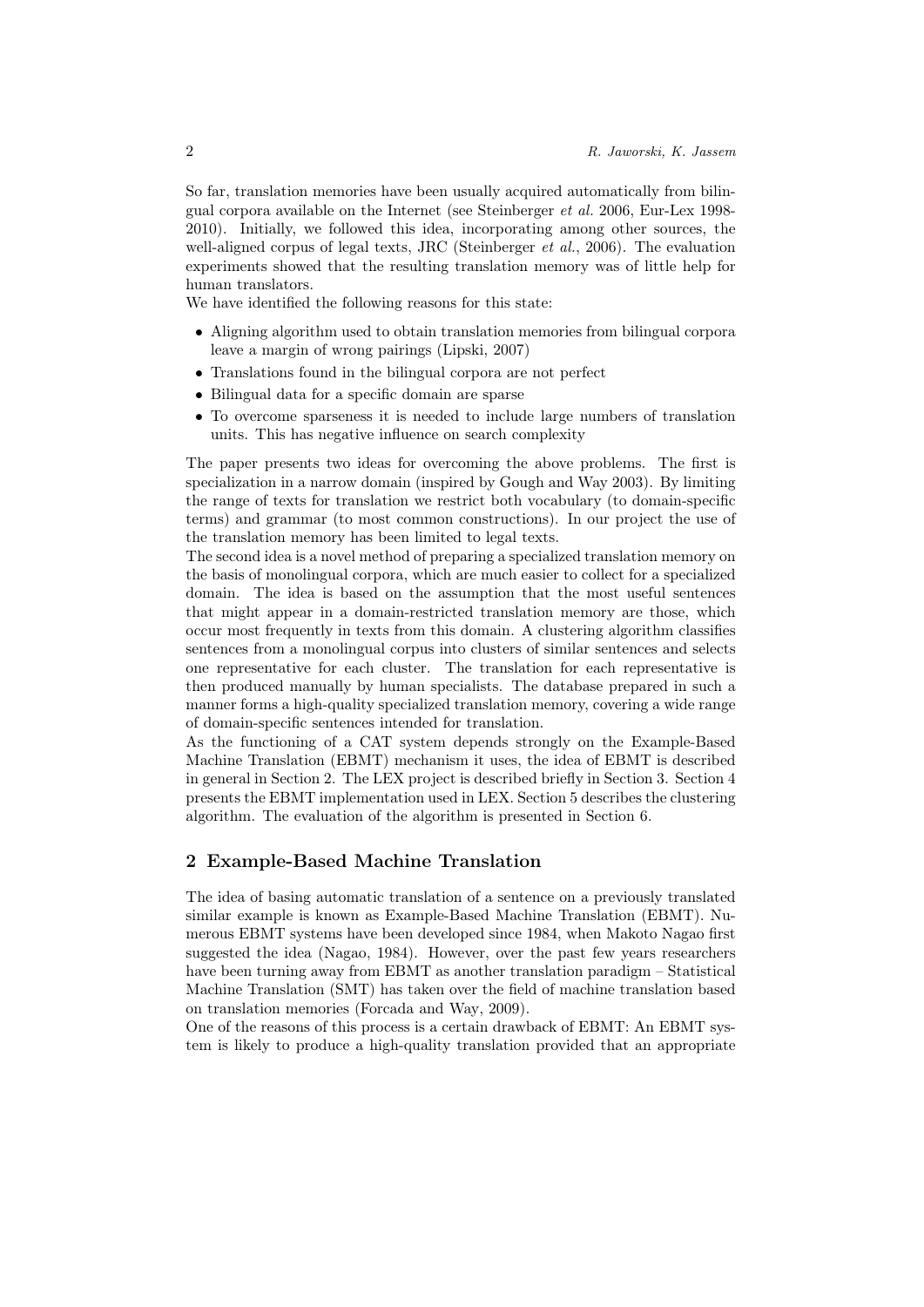So far, translation memories have been usually acquired automatically from bilingual corpora available on the Internet (see Steinberger *et al.* 2006, Eur-Lex 1998-2010). Initially, we followed this idea, incorporating among other sources, the well-aligned corpus of legal texts, JRC (Steinberger *et al.*, 2006). The evaluation experiments showed that the resulting translation memory was of little help for human translators.

We have identified the following reasons for this state:

- Aligning algorithm used to obtain translation memories from bilingual corpora leave a margin of wrong pairings (Lipski, 2007)
- Translations found in the bilingual corpora are not perfect
- Bilingual data for a specific domain are sparse
- To overcome sparseness it is needed to include large numbers of translation units. This has negative influence on search complexity

The paper presents two ideas for overcoming the above problems. The first is specialization in a narrow domain (inspired by Gough and Way 2003). By limiting the range of texts for translation we restrict both vocabulary (to domain-specific terms) and grammar (to most common constructions). In our project the use of the translation memory has been limited to legal texts.

The second idea is a novel method of preparing a specialized translation memory on the basis of monolingual corpora, which are much easier to collect for a specialized domain. The idea is based on the assumption that the most useful sentences that might appear in a domain-restricted translation memory are those, which occur most frequently in texts from this domain. A clustering algorithm classifies sentences from a monolingual corpus into clusters of similar sentences and selects one representative for each cluster. The translation for each representative is then produced manually by human specialists. The database prepared in such a manner forms a high-quality specialized translation memory, covering a wide range of domain-specific sentences intended for translation.

As the functioning of a CAT system depends strongly on the Example-Based Machine Translation (EBMT) mechanism it uses, the idea of EBMT is described in general in Section 2. The LEX project is described briefly in Section 3. Section 4 presents the EBMT implementation used in LEX. Section 5 describes the clustering algorithm. The evaluation of the algorithm is presented in Section 6.

## 2 Example-Based Machine Translation

The idea of basing automatic translation of a sentence on a previously translated similar example is known as Example-Based Machine Translation (EBMT). Numerous EBMT systems have been developed since 1984, when Makoto Nagao first suggested the idea (Nagao, 1984). However, over the past few years researchers have been turning away from EBMT as another translation paradigm – Statistical Machine Translation (SMT) has taken over the field of machine translation based on translation memories (Forcada and Way, 2009).

One of the reasons of this process is a certain drawback of EBMT: An EBMT system is likely to produce a high-quality translation provided that an appropriate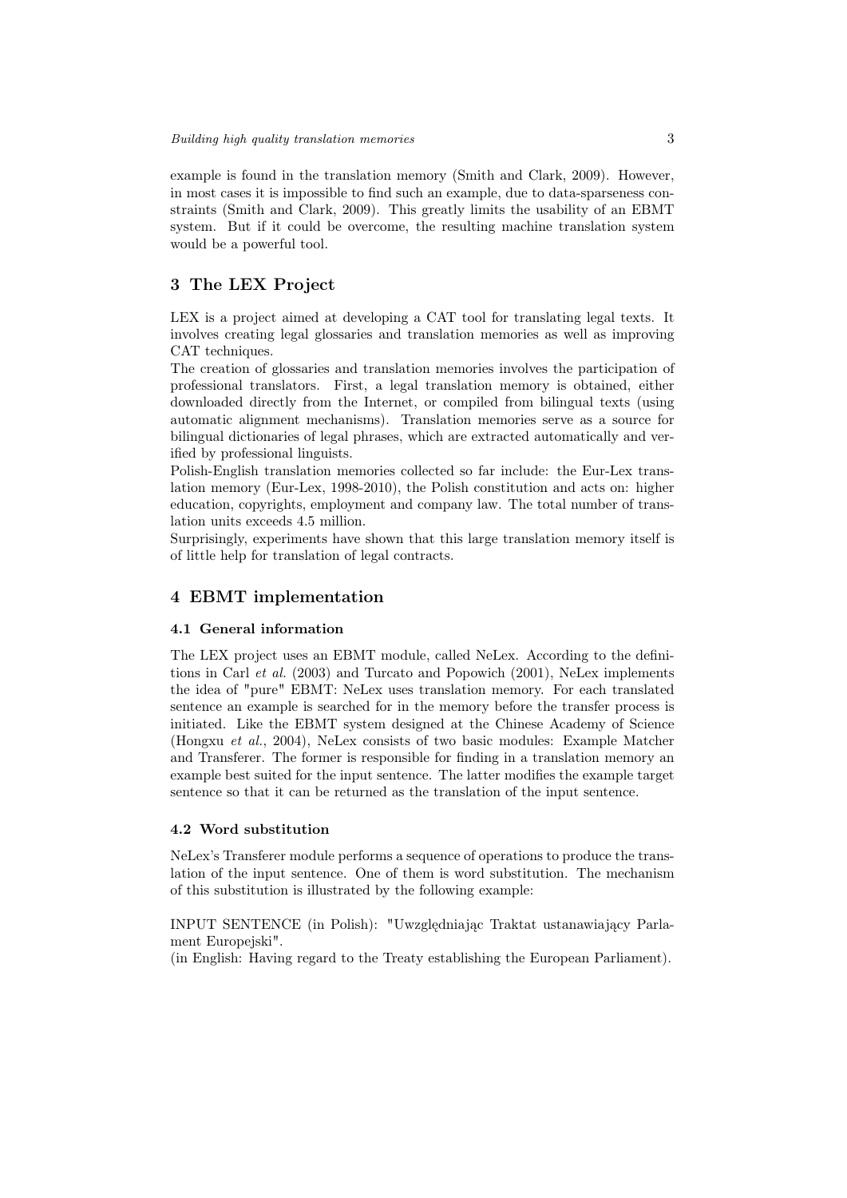example is found in the translation memory (Smith and Clark, 2009). However, in most cases it is impossible to find such an example, due to data-sparseness constraints (Smith and Clark, 2009). This greatly limits the usability of an EBMT system. But if it could be overcome, the resulting machine translation system would be a powerful tool.

## 3 The LEX Project

LEX is a project aimed at developing a CAT tool for translating legal texts. It involves creating legal glossaries and translation memories as well as improving CAT techniques.

The creation of glossaries and translation memories involves the participation of professional translators. First, a legal translation memory is obtained, either downloaded directly from the Internet, or compiled from bilingual texts (using automatic alignment mechanisms). Translation memories serve as a source for bilingual dictionaries of legal phrases, which are extracted automatically and verified by professional linguists.

Polish-English translation memories collected so far include: the Eur-Lex translation memory (Eur-Lex, 1998-2010), the Polish constitution and acts on: higher education, copyrights, employment and company law. The total number of translation units exceeds 4.5 million.

Surprisingly, experiments have shown that this large translation memory itself is of little help for translation of legal contracts.

## 4 EBMT implementation

### 4.1 General information

The LEX project uses an EBMT module, called NeLex. According to the definitions in Carl *et al.* (2003) and Turcato and Popowich (2001), NeLex implements the idea of "pure" EBMT: NeLex uses translation memory. For each translated sentence an example is searched for in the memory before the transfer process is initiated. Like the EBMT system designed at the Chinese Academy of Science (Hongxu *et al.*, 2004), NeLex consists of two basic modules: Example Matcher and Transferer. The former is responsible for finding in a translation memory an example best suited for the input sentence. The latter modifies the example target sentence so that it can be returned as the translation of the input sentence.

### 4.2 Word substitution

NeLex's Transferer module performs a sequence of operations to produce the translation of the input sentence. One of them is word substitution. The mechanism of this substitution is illustrated by the following example:

INPUT SENTENCE (in Polish): "Uwzględniając Traktat ustanawiający Parlament Europejski".
(in English: Having regard to the Treaty establishing the European Parliament).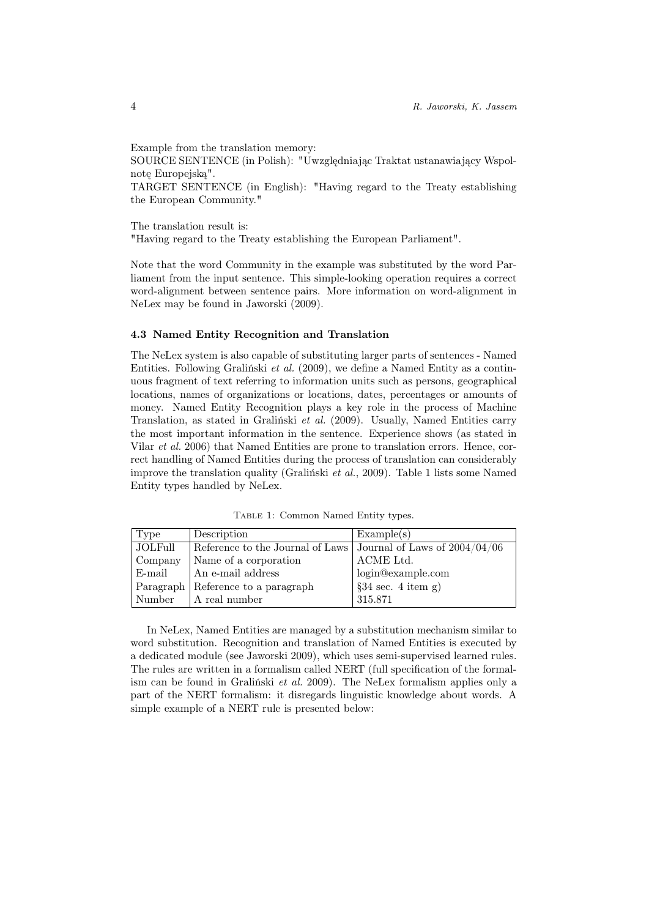Example from the translation memory:
SOURCE SENTENCE (in Polish): "Uwzględniając Traktat ustanawiający Wspolnotę Europejską".
TARGET SENTENCE (in English): "Having regard to the Treaty establishing the European Community."

The translation result is:
"Having regard to the Treaty establishing the European Parliament".

Note that the word Community in the example was substituted by the word Parliament from the input sentence. This simple-looking operation requires a correct word-alignment between sentence pairs. More information on word-alignment in NeLex may be found in Jaworski (2009).

### 4.3 Named Entity Recognition and Translation

The NeLex system is also capable of substituting larger parts of sentences - Named Entities. Following Graliński *et al.* (2009), we define a Named Entity as a continuous fragment of text referring to information units such as persons, geographical locations, names of organizations or locations, dates, percentages or amounts of money. Named Entity Recognition plays a key role in the process of Machine Translation, as stated in Graliński *et al.* (2009). Usually, Named Entities carry the most important information in the sentence. Experience shows (as stated in Vilar *et al.* 2006) that Named Entities are prone to translation errors. Hence, correct handling of Named Entities during the process of translation can considerably improve the translation quality (Graliński *et al.*, 2009). Table 1 lists some Named Entity types handled by NeLex.

Table 1: Common Named Entity types.

| Type | Description | Example(s) |
|---|---|---|
| JOLFull | Reference to the Journal of Laws | Journal of Laws of 2004/04/06 |
| Company | Name of a corporation | ACME Ltd. |
| E-mail | An e-mail address | login@example.com |
| Paragraph | Reference to a paragraph | §34 sec. 4 item g) |
| Number | A real number | 315.871 |

In NeLex, Named Entities are managed by a substitution mechanism similar to word substitution. Recognition and translation of Named Entities is executed by a dedicated module (see Jaworski 2009), which uses semi-supervised learned rules. The rules are written in a formalism called NERT (full specification of the formalism can be found in Graliński *et al.* 2009). The NeLex formalism applies only a part of the NERT formalism: it disregards linguistic knowledge about words. A simple example of a NERT rule is presented below: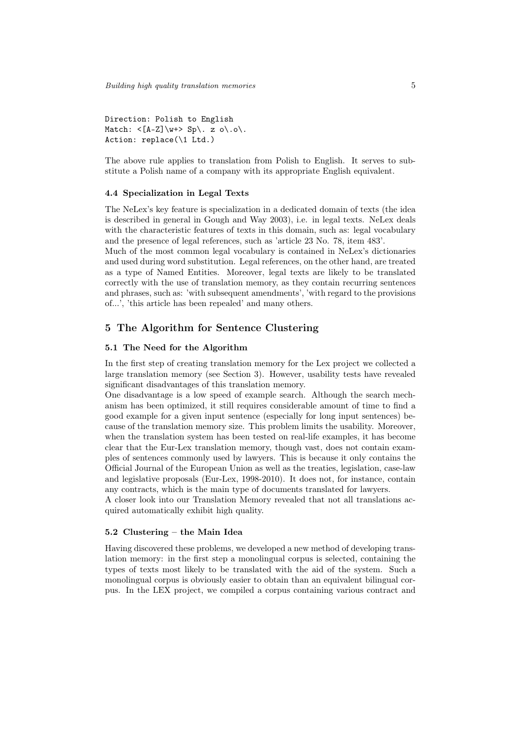```
Direction: Polish to English
Match: <[A-Z]\w+> Sp\. z o\.o\.
Action: replace(\1 Ltd.)
```

The above rule applies to translation from Polish to English. It serves to substitute a Polish name of a company with its appropriate English equivalent.

### 4.4 Specialization in Legal Texts

The NeLex's key feature is specialization in a dedicated domain of texts (the idea is described in general in Gough and Way 2003), i.e. in legal texts. NeLex deals with the characteristic features of texts in this domain, such as: legal vocabulary and the presence of legal references, such as 'article 23 No. 78, item 483'.
Much of the most common legal vocabulary is contained in NeLex's dictionaries and used during word substitution. Legal references, on the other hand, are treated as a type of Named Entities. Moreover, legal texts are likely to be translated correctly with the use of translation memory, as they contain recurring sentences and phrases, such as: 'with subsequent amendments', 'with regard to the provisions of...', 'this article has been repealed' and many others.

## 5 The Algorithm for Sentence Clustering

### 5.1 The Need for the Algorithm

In the first step of creating translation memory for the Lex project we collected a large translation memory (see Section 3). However, usability tests have revealed significant disadvantages of this translation memory.
One disadvantage is a low speed of example search. Although the search mechanism has been optimized, it still requires considerable amount of time to find a good example for a given input sentence (especially for long input sentences) because of the translation memory size. This problem limits the usability. Moreover, when the translation system has been tested on real-life examples, it has become clear that the Eur-Lex translation memory, though vast, does not contain examples of sentences commonly used by lawyers. This is because it only contains the Official Journal of the European Union as well as the treaties, legislation, case-law and legislative proposals (Eur-Lex, 1998-2010). It does not, for instance, contain any contracts, which is the main type of documents translated for lawyers.
A closer look into our Translation Memory revealed that not all translations acquired automatically exhibit high quality.

### 5.2 Clustering – the Main Idea

Having discovered these problems, we developed a new method of developing translation memory: in the first step a monolingual corpus is selected, containing the types of texts most likely to be translated with the aid of the system. Such a monolingual corpus is obviously easier to obtain than an equivalent bilingual corpus. In the LEX project, we compiled a corpus containing various contract and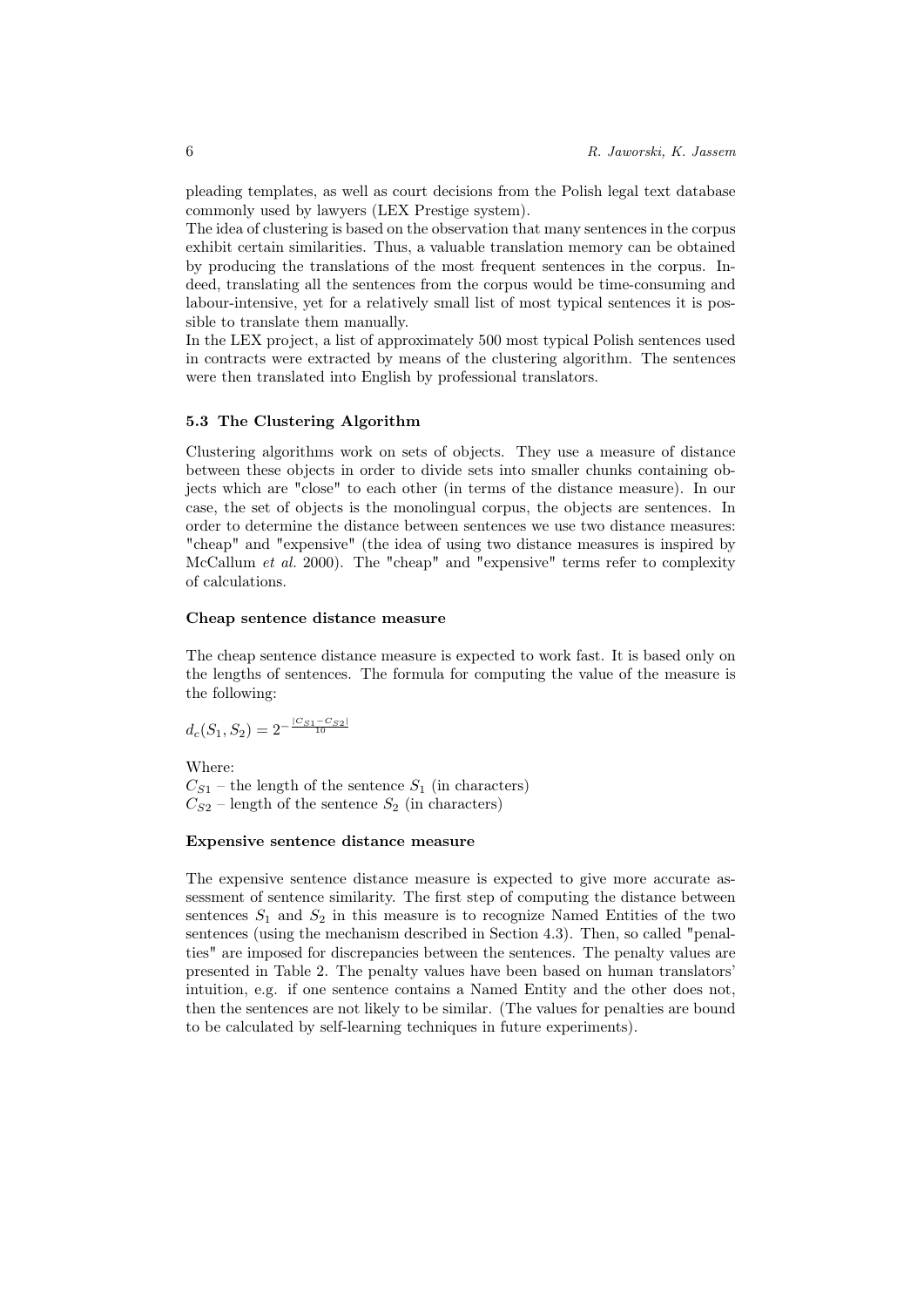pleading templates, as well as court decisions from the Polish legal text database commonly used by lawyers (LEX Prestige system).

The idea of clustering is based on the observation that many sentences in the corpus exhibit certain similarities. Thus, a valuable translation memory can be obtained by producing the translations of the most frequent sentences in the corpus. Indeed, translating all the sentences from the corpus would be time-consuming and labour-intensive, yet for a relatively small list of most typical sentences it is possible to translate them manually.

In the LEX project, a list of approximately 500 most typical Polish sentences used in contracts were extracted by means of the clustering algorithm. The sentences were then translated into English by professional translators.

### 5.3 The Clustering Algorithm

Clustering algorithms work on sets of objects. They use a measure of distance between these objects in order to divide sets into smaller chunks containing objects which are "close" to each other (in terms of the distance measure). In our case, the set of objects is the monolingual corpus, the objects are sentences. In order to determine the distance between sentences we use two distance measures: "cheap" and "expensive" (the idea of using two distance measures is inspired by McCallum *et al.* 2000). The "cheap" and "expensive" terms refer to complexity of calculations.

#### Cheap sentence distance measure

The cheap sentence distance measure is expected to work fast. It is based only on the lengths of sentences. The formula for computing the value of the measure is the following:

$$d_c(S_1, S_2) = 2^{-\frac{|C_{S1} - C_{S2}|}{10}}$$

Where:
$C_{S1}$ – the length of the sentence $S_1$ (in characters)
$C_{S2}$ – length of the sentence $S_2$ (in characters)

#### Expensive sentence distance measure

The expensive sentence distance measure is expected to give more accurate assessment of sentence similarity. The first step of computing the distance between sentences $S_1$ and $S_2$ in this measure is to recognize Named Entities of the two sentences (using the mechanism described in Section 4.3). Then, so called "penalties" are imposed for discrepancies between the sentences. The penalty values are presented in Table 2. The penalty values have been based on human translators' intuition, e.g. if one sentence contains a Named Entity and the other does not, then the sentences are not likely to be similar. (The values for penalties are bound to be calculated by self-learning techniques in future experiments).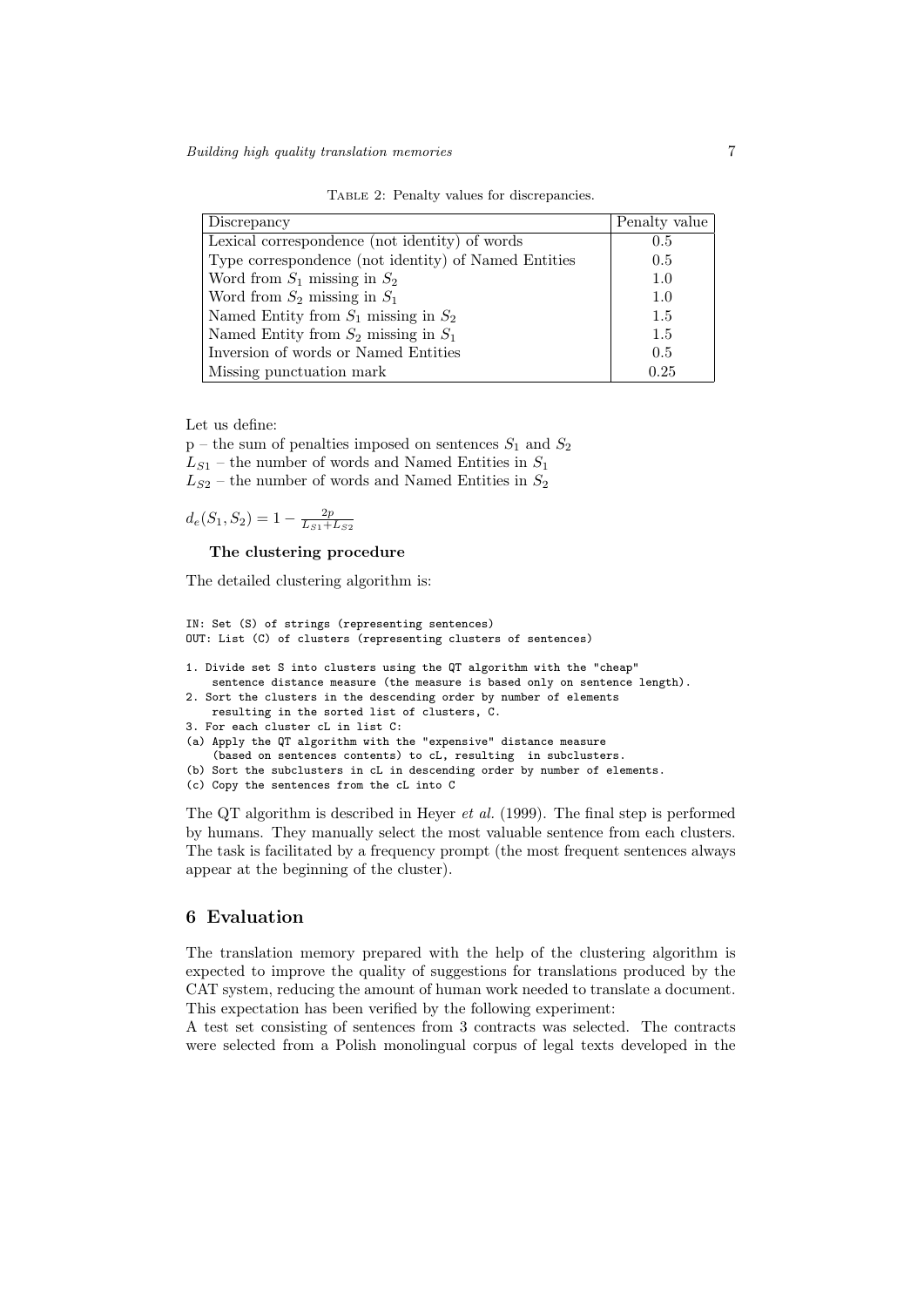Table 2: Penalty values for discrepancies.

| Discrepancy | Penalty value |
|---|---|
| Lexical correspondence (not identity) of words | 0.5 |
| Type correspondence (not identity) of Named Entities | 0.5 |
| Word from $S_1$ missing in $S_2$ | 1.0 |
| Word from $S_2$ missing in $S_1$ | 1.0 |
| Named Entity from $S_1$ missing in $S_2$ | 1.5 |
| Named Entity from $S_2$ missing in $S_1$ | 1.5 |
| Inversion of words or Named Entities | 0.5 |
| Missing punctuation mark | 0.25 |

Let us define:
p – the sum of penalties imposed on sentences $S_1$ and $S_2$
$L_{S1}$ – the number of words and Named Entities in $S_1$
$L_{S2}$ – the number of words and Named Entities in $S_2$

$d_e(S_1, S_2) = 1 - \frac{2p}{L_{S1}+L_{S2}}$

**The clustering procedure**

The detailed clustering algorithm is:

```
IN: Set (S) of strings (representing sentences)
OUT: List (C) of clusters (representing clusters of sentences)

1. Divide set S into clusters using the QT algorithm with the "cheap"
    sentence distance measure (the measure is based only on sentence length).
2. Sort the clusters in the descending order by number of elements
    resulting in the sorted list of clusters, C.
3. For each cluster cL in list C:
(a) Apply the QT algorithm with the "expensive" distance measure
    (based on sentences contents) to cL, resulting  in subclusters.
(b) Sort the subclusters in cL in descending order by number of elements.
(c) Copy the sentences from the cL into C
```

The QT algorithm is described in Heyer *et al.* (1999). The final step is performed by humans. They manually select the most valuable sentence from each clusters. The task is facilitated by a frequency prompt (the most frequent sentences always appear at the beginning of the cluster).

## 6 Evaluation

The translation memory prepared with the help of the clustering algorithm is expected to improve the quality of suggestions for translations produced by the CAT system, reducing the amount of human work needed to translate a document. This expectation has been verified by the following experiment:
A test set consisting of sentences from 3 contracts was selected. The contracts were selected from a Polish monolingual corpus of legal texts developed in the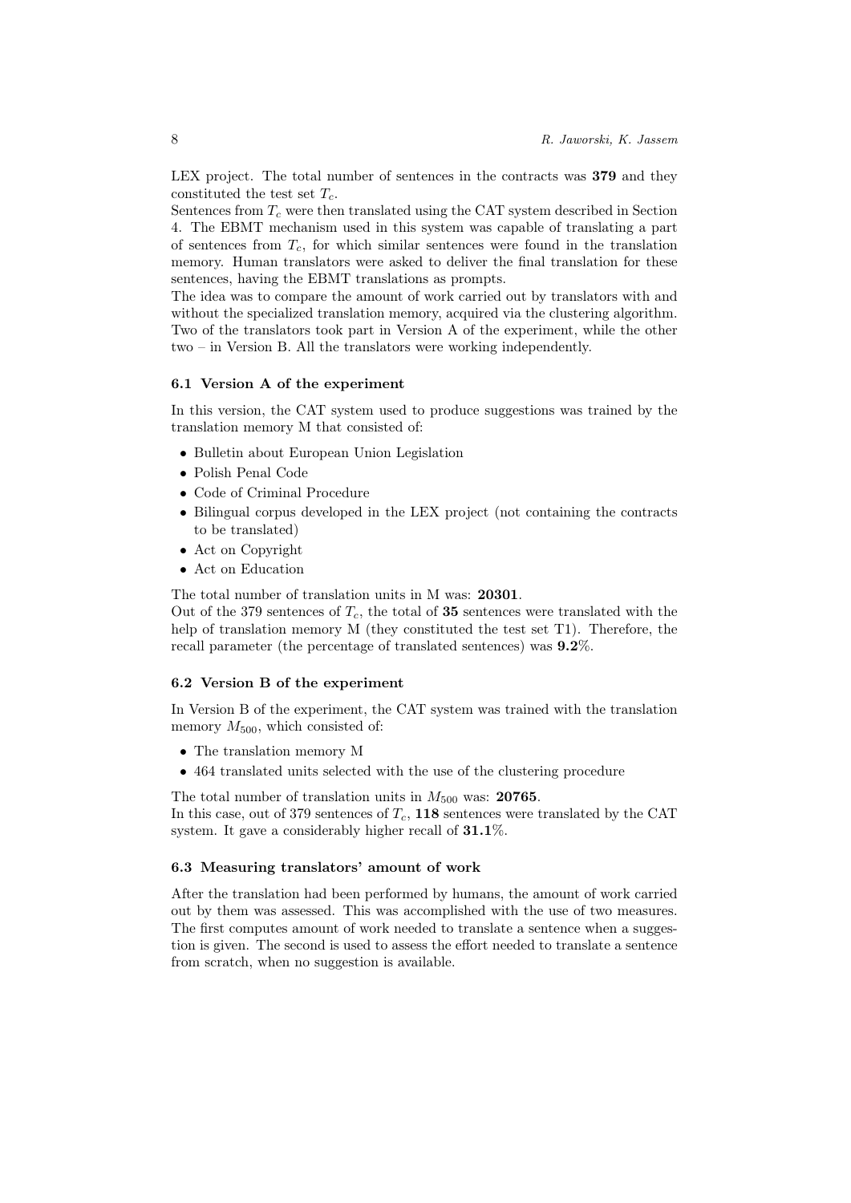LEX project. The total number of sentences in the contracts was **379** and they constituted the test set $T_c$.

Sentences from $T_c$ were then translated using the CAT system described in Section 4. The EBMT mechanism used in this system was capable of translating a part of sentences from $T_c$, for which similar sentences were found in the translation memory. Human translators were asked to deliver the final translation for these sentences, having the EBMT translations as prompts.

The idea was to compare the amount of work carried out by translators with and without the specialized translation memory, acquired via the clustering algorithm. Two of the translators took part in Version A of the experiment, while the other two – in Version B. All the translators were working independently.

### 6.1 Version A of the experiment

In this version, the CAT system used to produce suggestions was trained by the translation memory M that consisted of:

- Bulletin about European Union Legislation
- Polish Penal Code
- Code of Criminal Procedure
- Bilingual corpus developed in the LEX project (not containing the contracts to be translated)
- Act on Copyright
- Act on Education

The total number of translation units in M was: **20301**.

Out of the 379 sentences of $T_c$, the total of **35** sentences were translated with the help of translation memory M (they constituted the test set T1). Therefore, the recall parameter (the percentage of translated sentences) was **9.2**%.

### 6.2 Version B of the experiment

In Version B of the experiment, the CAT system was trained with the translation memory $M_{500}$, which consisted of:

- The translation memory M
- 464 translated units selected with the use of the clustering procedure

The total number of translation units in $M_{500}$ was: **20765**.

In this case, out of 379 sentences of $T_c$, **118** sentences were translated by the CAT system. It gave a considerably higher recall of **31.1**%.

### 6.3 Measuring translators' amount of work

After the translation had been performed by humans, the amount of work carried out by them was assessed. This was accomplished with the use of two measures. The first computes amount of work needed to translate a sentence when a suggestion is given. The second is used to assess the effort needed to translate a sentence from scratch, when no suggestion is available.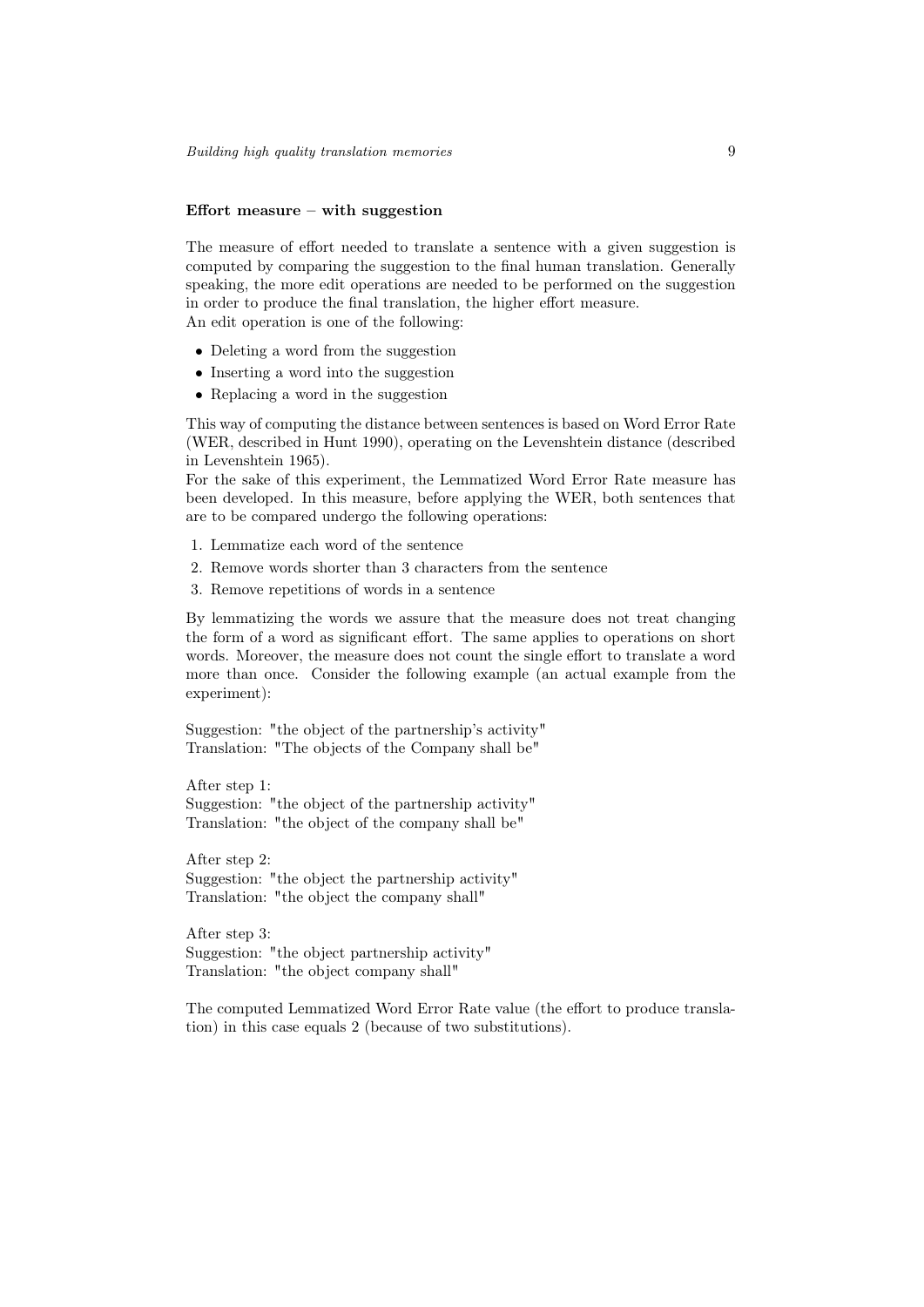#### Effort measure – with suggestion

The measure of effort needed to translate a sentence with a given suggestion is computed by comparing the suggestion to the final human translation. Generally speaking, the more edit operations are needed to be performed on the suggestion in order to produce the final translation, the higher effort measure.
An edit operation is one of the following:

- Deleting a word from the suggestion
- Inserting a word into the suggestion
- Replacing a word in the suggestion

This way of computing the distance between sentences is based on Word Error Rate (WER, described in Hunt 1990), operating on the Levenshtein distance (described in Levenshtein 1965).
For the sake of this experiment, the Lemmatized Word Error Rate measure has been developed. In this measure, before applying the WER, both sentences that are to be compared undergo the following operations:

1. Lemmatize each word of the sentence
2. Remove words shorter than 3 characters from the sentence
3. Remove repetitions of words in a sentence

By lemmatizing the words we assure that the measure does not treat changing the form of a word as significant effort. The same applies to operations on short words. Moreover, the measure does not count the single effort to translate a word more than once. Consider the following example (an actual example from the experiment):

Suggestion: "the object of the partnership's activity"
Translation: "The objects of the Company shall be"

After step 1:
Suggestion: "the object of the partnership activity"
Translation: "the object of the company shall be"

After step 2:
Suggestion: "the object the partnership activity"
Translation: "the object the company shall"

After step 3:
Suggestion: "the object partnership activity"
Translation: "the object company shall"

The computed Lemmatized Word Error Rate value (the effort to produce translation) in this case equals 2 (because of two substitutions).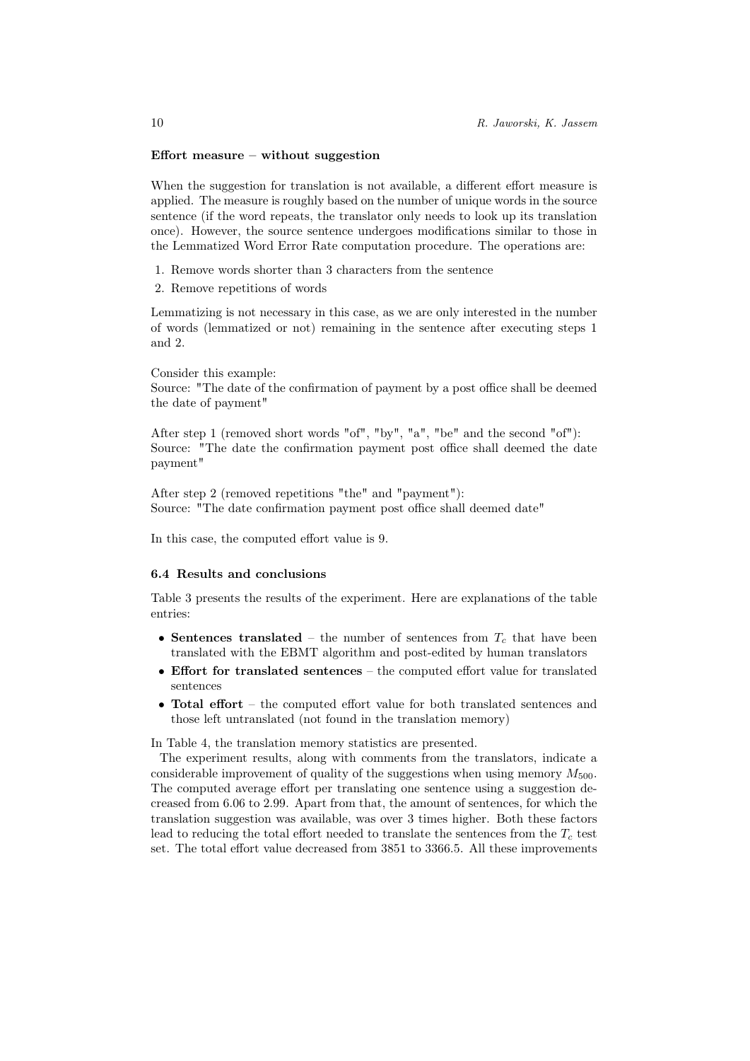**Effort measure – without suggestion**

When the suggestion for translation is not available, a different effort measure is applied. The measure is roughly based on the number of unique words in the source sentence (if the word repeats, the translator only needs to look up its translation once). However, the source sentence undergoes modifications similar to those in the Lemmatized Word Error Rate computation procedure. The operations are:

1. Remove words shorter than 3 characters from the sentence
2. Remove repetitions of words

Lemmatizing is not necessary in this case, as we are only interested in the number of words (lemmatized or not) remaining in the sentence after executing steps 1 and 2.

Consider this example:
Source: "The date of the confirmation of payment by a post office shall be deemed the date of payment"

After step 1 (removed short words "of", "by", "a", "be" and the second "of"):
Source: "The date the confirmation payment post office shall deemed the date payment"

After step 2 (removed repetitions "the" and "payment"):
Source: "The date confirmation payment post office shall deemed date"

In this case, the computed effort value is 9.

### 6.4 Results and conclusions

Table 3 presents the results of the experiment. Here are explanations of the table entries:

- **Sentences translated** – the number of sentences from $T_c$ that have been translated with the EBMT algorithm and post-edited by human translators
- **Effort for translated sentences** – the computed effort value for translated sentences
- **Total effort** – the computed effort value for both translated sentences and those left untranslated (not found in the translation memory)

In Table 4, the translation memory statistics are presented.

The experiment results, along with comments from the translators, indicate a considerable improvement of quality of the suggestions when using memory $M_{500}$. The computed average effort per translating one sentence using a suggestion decreased from 6.06 to 2.99. Apart from that, the amount of sentences, for which the translation suggestion was available, was over 3 times higher. Both these factors lead to reducing the total effort needed to translate the sentences from the $T_c$ test set. The total effort value decreased from 3851 to 3366.5. All these improvements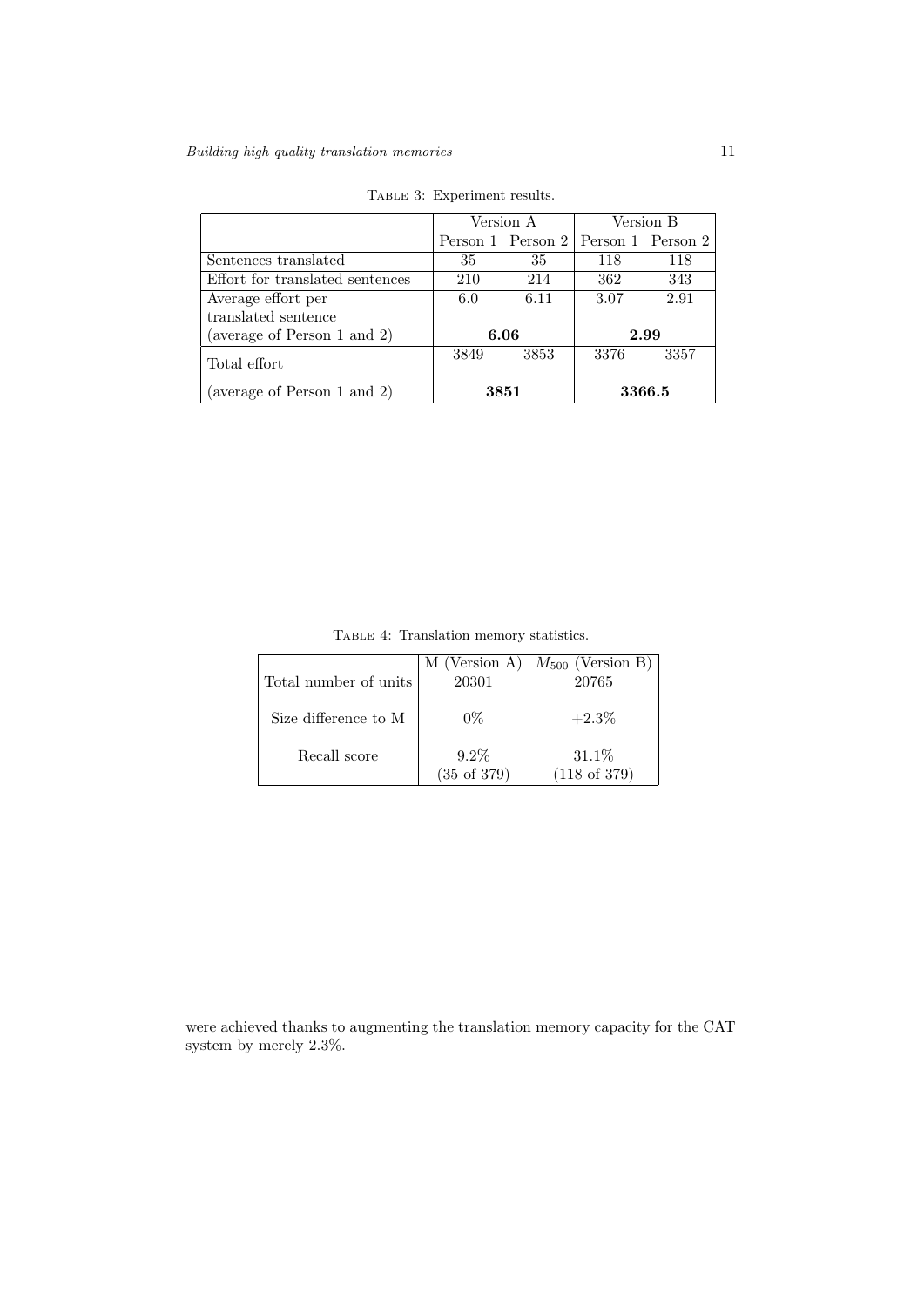Table 3: Experiment results.

| | Version A | | Version B | |
|---|---|---|---|---|
| | Person 1 | Person 2 | Person 1 | Person 2 |
| Sentences translated | 35 | 35 | 118 | 118 |
| Effort for translated sentences | 210 | 214 | 362 | 343 |
| Average effort per translated sentence | 6.0 | 6.11 | 3.07 | 2.91 |
| (average of Person 1 and 2) | **6.06** | | **2.99** | |
| Total effort | 3849 | 3853 | 3376 | 3357 |
| (average of Person 1 and 2) | **3851** | | **3366.5** | |

Table 4: Translation memory statistics.

| | M (Version A) | $M_{500}$ (Version B) |
|---|---|---|
| Total number of units | 20301 | 20765 |
| Size difference to M | 0% | +2.3% |
| Recall score | 9.2% (35 of 379) | 31.1% (118 of 379) |

were achieved thanks to augmenting the translation memory capacity for the CAT system by merely 2.3%.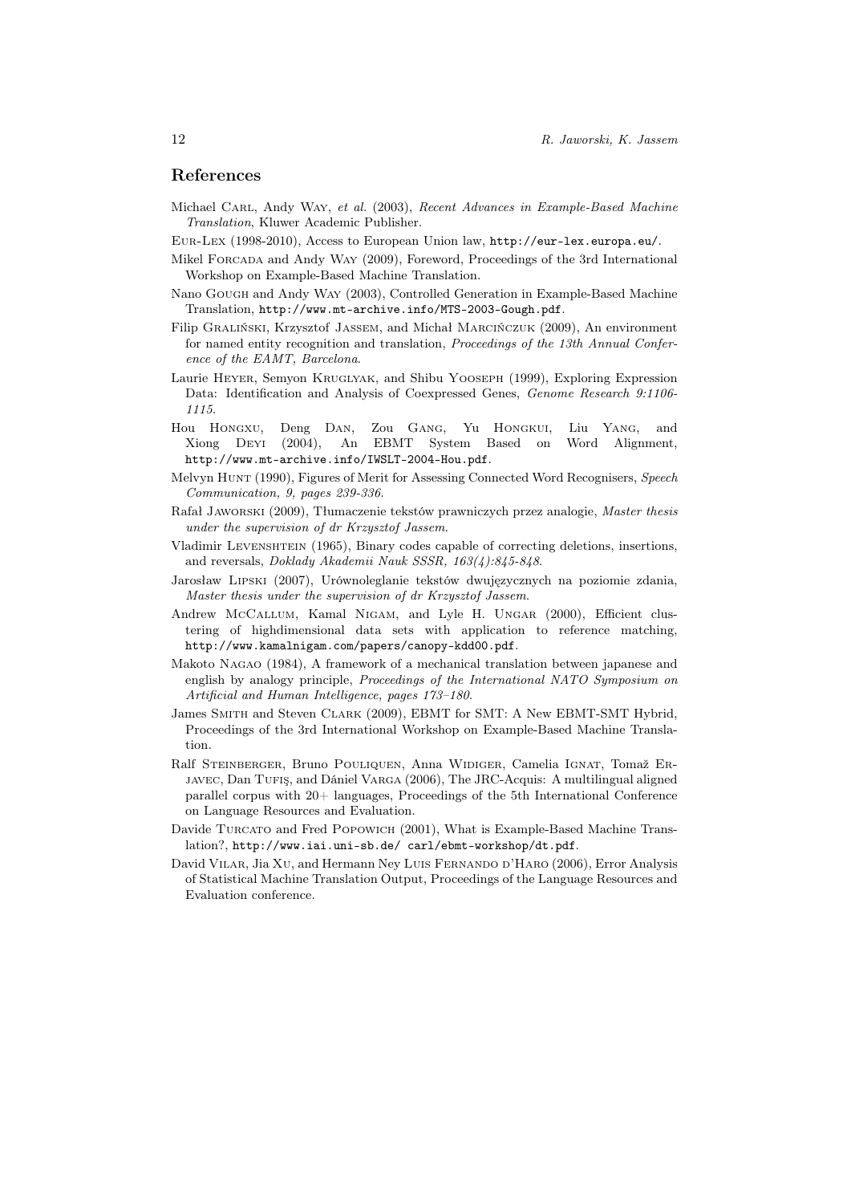## References

Michael Carl, Andy Way, *et al.* (2003), *Recent Advances in Example-Based Machine Translation*, Kluwer Academic Publisher.

Eur-Lex (1998-2010), Access to European Union law, http://eur-lex.europa.eu/.

Mikel Forcada and Andy Way (2009), Foreword, Proceedings of the 3rd International Workshop on Example-Based Machine Translation.

Nano Gough and Andy Way (2003), Controlled Generation in Example-Based Machine Translation, http://www.mt-archive.info/MTS-2003-Gough.pdf.

Filip Graliński, Krzysztof Jassem, and Michał Marcińczuk (2009), An environment for named entity recognition and translation, *Proceedings of the 13th Annual Conference of the EAMT, Barcelona*.

Laurie Heyer, Semyon Kruglyak, and Shibu Yooseph (1999), Exploring Expression Data: Identification and Analysis of Coexpressed Genes, *Genome Research 9:1106-1115*.

Hou Hongxu, Deng Dan, Zou Gang, Yu Hongkui, Liu Yang, and Xiong Deyi (2004), An EBMT System Based on Word Alignment, http://www.mt-archive.info/IWSLT-2004-Hou.pdf.

Melvyn Hunt (1990), Figures of Merit for Assessing Connected Word Recognisers, *Speech Communication, 9, pages 239-336*.

Rafał Jaworski (2009), Tłumaczenie tekstów prawniczych przez analogie, *Master thesis under the supervision of dr Krzysztof Jassem*.

Vladimir Levenshtein (1965), Binary codes capable of correcting deletions, insertions, and reversals, *Doklady Akademii Nauk SSSR, 163(4):845-848*.

Jarosław Lipski (2007), Urównoleglanie tekstów dwujęzycznych na poziomie zdania, *Master thesis under the supervision of dr Krzysztof Jassem*.

Andrew McCallum, Kamal Nigam, and Lyle H. Ungar (2000), Efficient clustering of highdimensional data sets with application to reference matching, http://www.kamalnigam.com/papers/canopy-kdd00.pdf.

Makoto Nagao (1984), A framework of a mechanical translation between japanese and english by analogy principle, *Proceedings of the International NATO Symposium on Artificial and Human Intelligence, pages 173–180*.

James Smith and Steven Clark (2009), EBMT for SMT: A New EBMT-SMT Hybrid, Proceedings of the 3rd International Workshop on Example-Based Machine Translation.

Ralf Steinberger, Bruno Pouliquen, Anna Widiger, Camelia Ignat, Tomaž Erjavec, Dan Tufiş, and Dániel Varga (2006), The JRC-Acquis: A multilingual aligned parallel corpus with 20+ languages, Proceedings of the 5th International Conference on Language Resources and Evaluation.

Davide Turcato and Fred Popowich (2001), What is Example-Based Machine Translation?, http://www.iai.uni-sb.de/ carl/ebmt-workshop/dt.pdf.

David Vilar, Jia Xu, and Hermann Ney Luis Fernando d'Haro (2006), Error Analysis of Statistical Machine Translation Output, Proceedings of the Language Resources and Evaluation conference.